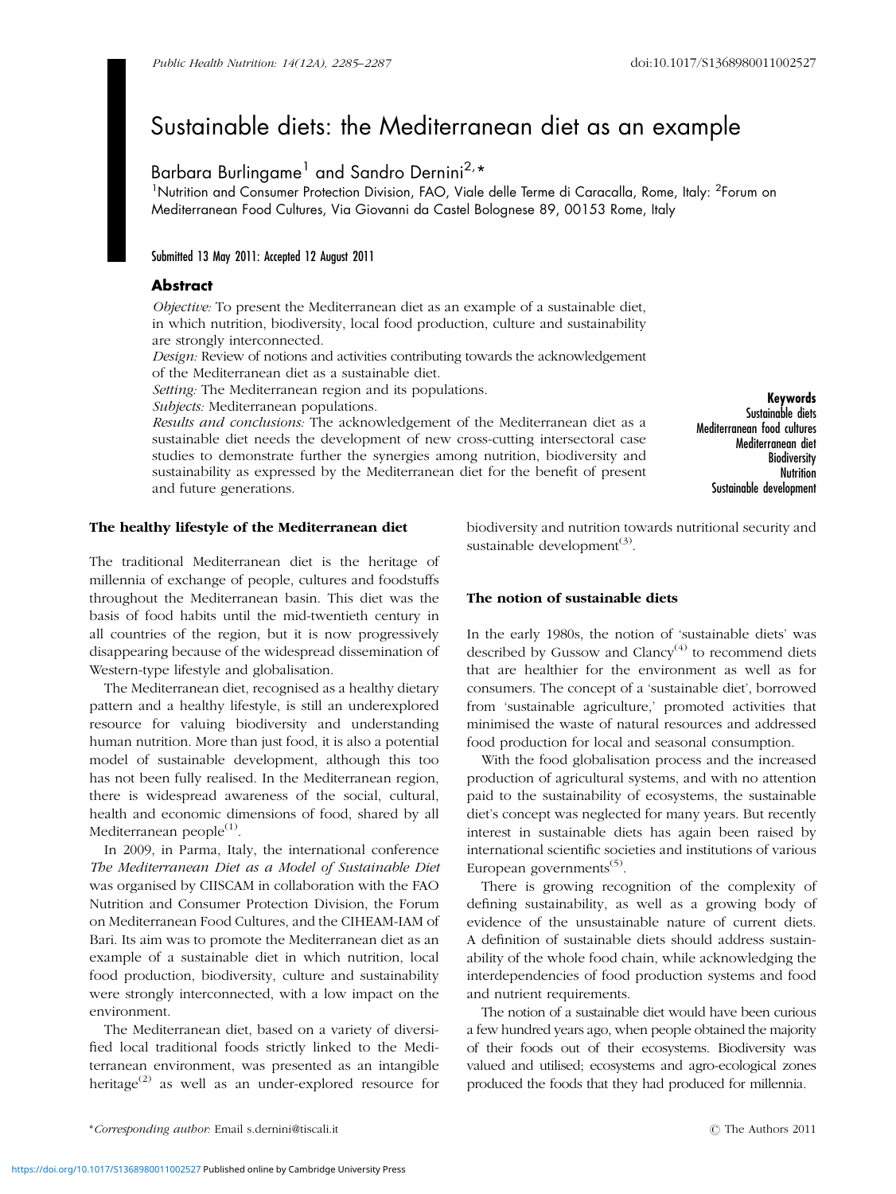# Sustainable diets: the Mediterranean diet as an example

Barbara Burlingame[1] and Sandro Dernini[2,*]

[1]Nutrition and Consumer Protection Division, FAO, Viale delle Terme di Caracalla, Rome, Italy: [2]Forum on Mediterranean Food Cultures, Via Giovanni da Castel Bolognese 89, 00153 Rome, Italy

Submitted 13 May 2011: Accepted 12 August 2011

## Abstract

*Objective:* To present the Mediterranean diet as an example of a sustainable diet, in which nutrition, biodiversity, local food production, culture and sustainability are strongly interconnected.

*Design:* Review of notions and activities contributing towards the acknowledgement of the Mediterranean diet as a sustainable diet.

*Setting:* The Mediterranean region and its populations.

*Subjects:* Mediterranean populations.

*Results and conclusions:* The acknowledgement of the Mediterranean diet as a sustainable diet needs the development of new cross-cutting intersectoral case studies to demonstrate further the synergies among nutrition, biodiversity and sustainability as expressed by the Mediterranean diet for the benefit of present and future generations.

**Keywords**
Sustainable diets
Mediterranean food cultures
Mediterranean diet
Biodiversity
Nutrition
Sustainable development

## The healthy lifestyle of the Mediterranean diet

The traditional Mediterranean diet is the heritage of millennia of exchange of people, cultures and foodstuffs throughout the Mediterranean basin. This diet was the basis of food habits until the mid-twentieth century in all countries of the region, but it is now progressively disappearing because of the widespread dissemination of Western-type lifestyle and globalisation.

The Mediterranean diet, recognised as a healthy dietary pattern and a healthy lifestyle, is still an underexplored resource for valuing biodiversity and understanding human nutrition. More than just food, it is also a potential model of sustainable development, although this too has not been fully realised. In the Mediterranean region, there is widespread awareness of the social, cultural, health and economic dimensions of food, shared by all Mediterranean people[1].

In 2009, in Parma, Italy, the international conference *The Mediterranean Diet as a Model of Sustainable Diet* was organised by CIISCAM in collaboration with the FAO Nutrition and Consumer Protection Division, the Forum on Mediterranean Food Cultures, and the CIHEAM-IAM of Bari. Its aim was to promote the Mediterranean diet as an example of a sustainable diet in which nutrition, local food production, biodiversity, culture and sustainability were strongly interconnected, with a low impact on the environment.

The Mediterranean diet, based on a variety of diversified local traditional foods strictly linked to the Mediterranean environment, was presented as an intangible heritage[2] as well as an under-explored resource for biodiversity and nutrition towards nutritional security and sustainable development[3].

## The notion of sustainable diets

In the early 1980s, the notion of 'sustainable diets' was described by Gussow and Clancy[4] to recommend diets that are healthier for the environment as well as for consumers. The concept of a 'sustainable diet', borrowed from 'sustainable agriculture,' promoted activities that minimised the waste of natural resources and addressed food production for local and seasonal consumption.

With the food globalisation process and the increased production of agricultural systems, and with no attention paid to the sustainability of ecosystems, the sustainable diet's concept was neglected for many years. But recently interest in sustainable diets has again been raised by international scientific societies and institutions of various European governments[5].

There is growing recognition of the complexity of defining sustainability, as well as a growing body of evidence of the unsustainable nature of current diets. A definition of sustainable diets should address sustainability of the whole food chain, while acknowledging the interdependencies of food production systems and food and nutrient requirements.

The notion of a sustainable diet would have been curious a few hundred years ago, when people obtained the majority of their foods out of their ecosystems. Biodiversity was valued and utilised; ecosystems and agro-ecological zones produced the foods that they had produced for millennia.

*Corresponding author: Email s.dernini@tiscali.it

© The Authors 2011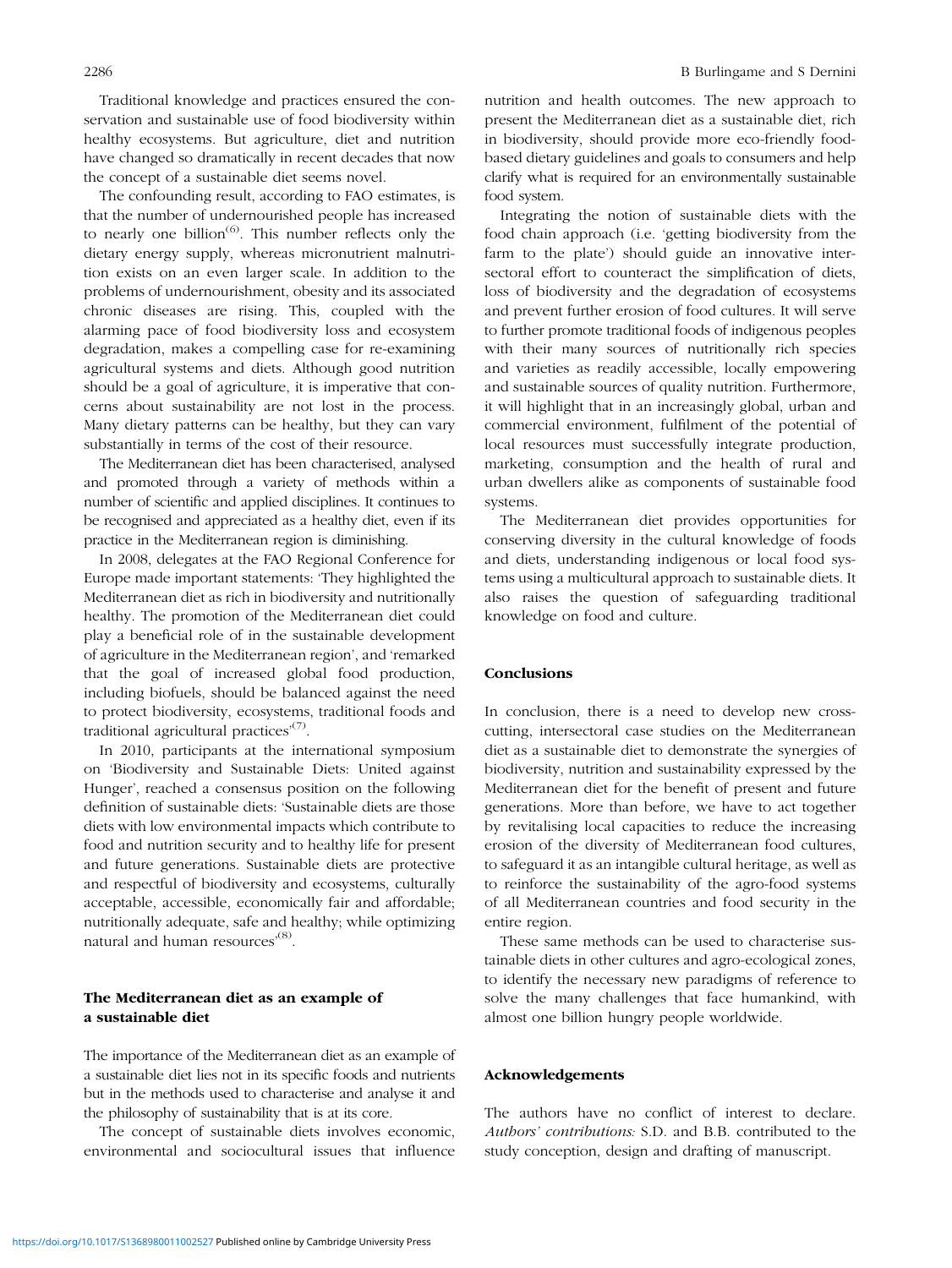Traditional knowledge and practices ensured the conservation and sustainable use of food biodiversity within healthy ecosystems. But agriculture, diet and nutrition have changed so dramatically in recent decades that now the concept of a sustainable diet seems novel.

The confounding result, according to FAO estimates, is that the number of undernourished people has increased to nearly one billion[6]. This number reflects only the dietary energy supply, whereas micronutrient malnutrition exists on an even larger scale. In addition to the problems of undernourishment, obesity and its associated chronic diseases are rising. This, coupled with the alarming pace of food biodiversity loss and ecosystem degradation, makes a compelling case for re-examining agricultural systems and diets. Although good nutrition should be a goal of agriculture, it is imperative that concerns about sustainability are not lost in the process. Many dietary patterns can be healthy, but they can vary substantially in terms of the cost of their resource.

The Mediterranean diet has been characterised, analysed and promoted through a variety of methods within a number of scientific and applied disciplines. It continues to be recognised and appreciated as a healthy diet, even if its practice in the Mediterranean region is diminishing.

In 2008, delegates at the FAO Regional Conference for Europe made important statements: 'They highlighted the Mediterranean diet as rich in biodiversity and nutritionally healthy. The promotion of the Mediterranean diet could play a beneficial role of in the sustainable development of agriculture in the Mediterranean region', and 'remarked that the goal of increased global food production, including biofuels, should be balanced against the need to protect biodiversity, ecosystems, traditional foods and traditional agricultural practices'[7].

In 2010, participants at the international symposium on 'Biodiversity and Sustainable Diets: United against Hunger', reached a consensus position on the following definition of sustainable diets: 'Sustainable diets are those diets with low environmental impacts which contribute to food and nutrition security and to healthy life for present and future generations. Sustainable diets are protective and respectful of biodiversity and ecosystems, culturally acceptable, accessible, economically fair and affordable; nutritionally adequate, safe and healthy; while optimizing natural and human resources'[8].

## The Mediterranean diet as an example of a sustainable diet

The importance of the Mediterranean diet as an example of a sustainable diet lies not in its specific foods and nutrients but in the methods used to characterise and analyse it and the philosophy of sustainability that is at its core.

The concept of sustainable diets involves economic, environmental and sociocultural issues that influence nutrition and health outcomes. The new approach to present the Mediterranean diet as a sustainable diet, rich in biodiversity, should provide more eco-friendly food-based dietary guidelines and goals to consumers and help clarify what is required for an environmentally sustainable food system.

Integrating the notion of sustainable diets with the food chain approach (i.e. 'getting biodiversity from the farm to the plate') should guide an innovative intersectoral effort to counteract the simplification of diets, loss of biodiversity and the degradation of ecosystems and prevent further erosion of food cultures. It will serve to further promote traditional foods of indigenous peoples with their many sources of nutritionally rich species and varieties as readily accessible, locally empowering and sustainable sources of quality nutrition. Furthermore, it will highlight that in an increasingly global, urban and commercial environment, fulfilment of the potential of local resources must successfully integrate production, marketing, consumption and the health of rural and urban dwellers alike as components of sustainable food systems.

The Mediterranean diet provides opportunities for conserving diversity in the cultural knowledge of foods and diets, understanding indigenous or local food systems using a multicultural approach to sustainable diets. It also raises the question of safeguarding traditional knowledge on food and culture.

## Conclusions

In conclusion, there is a need to develop new cross-cutting, intersectoral case studies on the Mediterranean diet as a sustainable diet to demonstrate the synergies of biodiversity, nutrition and sustainability expressed by the Mediterranean diet for the benefit of present and future generations. More than before, we have to act together by revitalising local capacities to reduce the increasing erosion of the diversity of Mediterranean food cultures, to safeguard it as an intangible cultural heritage, as well as to reinforce the sustainability of the agro-food systems of all Mediterranean countries and food security in the entire region.

These same methods can be used to characterise sustainable diets in other cultures and agro-ecological zones, to identify the necessary new paradigms of reference to solve the many challenges that face humankind, with almost one billion hungry people worldwide.

## Acknowledgements

The authors have no conflict of interest to declare. *Authors' contributions:* S.D. and B.B. contributed to the study conception, design and drafting of manuscript.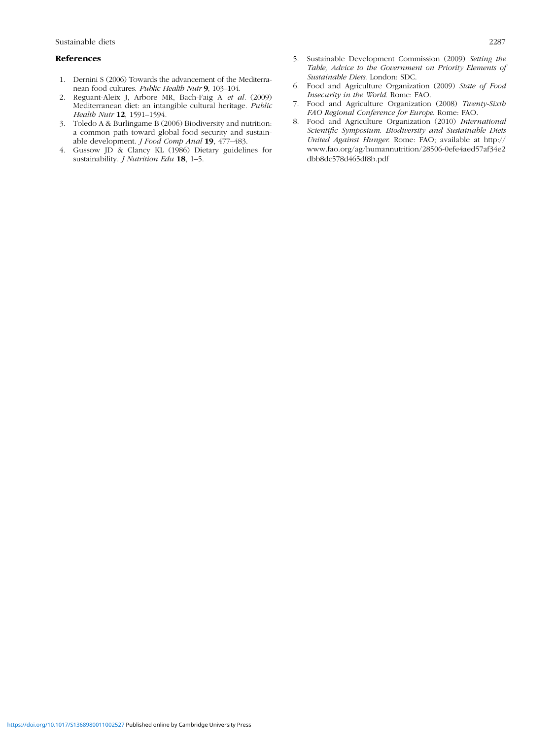## References

1. Dernini S (2006) Towards the advancement of the Mediterranean food cultures. *Public Health Nutr* **9**, 103–104.
2. Reguant-Aleix J, Arbore MR, Bach-Faig A *et al*. (2009) Mediterranean diet: an intangible cultural heritage. *Public Health Nutr* **12**, 1591–1594.
3. Toledo A & Burlingame B (2006) Biodiversity and nutrition: a common path toward global food security and sustainable development. *J Food Comp Anal* **19**, 477–483.
4. Gussow JD & Clancy KL (1986) Dietary guidelines for sustainability. *J Nutrition Edu* **18**, 1–5.
5. Sustainable Development Commission (2009) *Setting the Table, Advice to the Government on Priority Elements of Sustainable Diets*. London: SDC.
6. Food and Agriculture Organization (2009) *State of Food Insecurity in the World*. Rome: FAO.
7. Food and Agriculture Organization (2008) *Twenty-Sixth FAO Regional Conference for Europe*. Rome: FAO.
8. Food and Agriculture Organization (2010) *International Scientific Symposium. Biodiversity and Sustainable Diets United Against Hunger*. Rome: FAO; available at http://www.fao.org/ag/humannutrition/28506-0efe4aed57af34e2dbb8dc578d465df8b.pdf